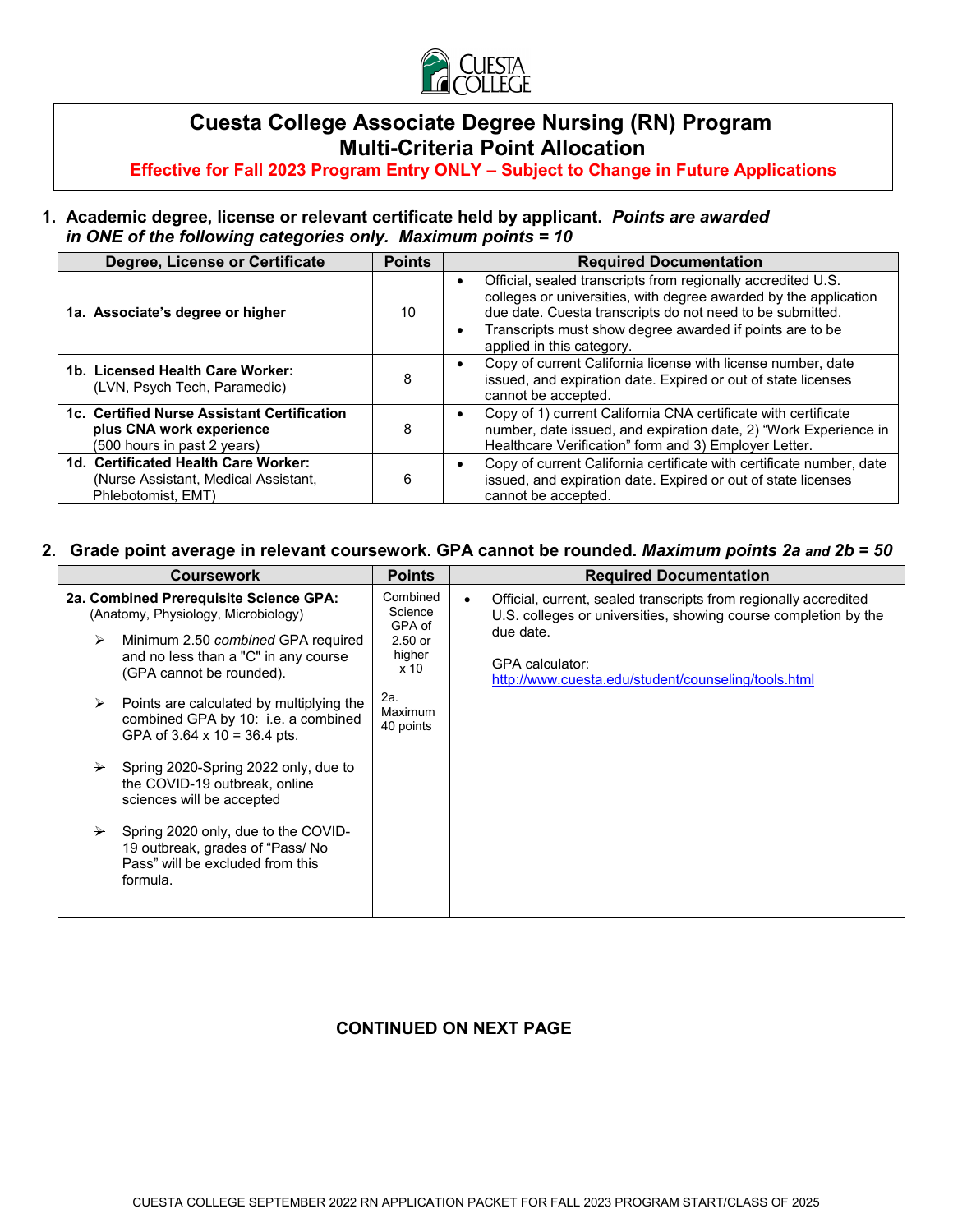# Cuesta College Associate Degree Nursing (RN) Program
## Multi-Criteria Point Allocation

**Effective for Fall 2023 Program Entry ONLY – Subject to Change in Future Applications**

### 1. Academic degree, license or relevant certificate held by applicant. *Points are awarded in ONE of the following categories only. Maximum points = 10*

| Degree, License or Certificate | Points | Required Documentation |
|---|---|---|
| **1a. Associate's degree or higher** | 10 | • Official, sealed transcripts from regionally accredited U.S. colleges or universities, with degree awarded by the application due date. Cuesta transcripts do not need to be submitted.<br>• Transcripts must show degree awarded if points are to be applied in this category. |
| **1b. Licensed Health Care Worker:** (LVN, Psych Tech, Paramedic) | 8 | • Copy of current California license with license number, date issued, and expiration date. Expired or out of state licenses cannot be accepted. |
| **1c. Certified Nurse Assistant Certification plus CNA work experience** (500 hours in past 2 years) | 8 | • Copy of 1) current California CNA certificate with certificate number, date issued, and expiration date, 2) "Work Experience in Healthcare Verification" form and 3) Employer Letter. |
| **1d. Certificated Health Care Worker:** (Nurse Assistant, Medical Assistant, Phlebotomist, EMT) | 6 | • Copy of current California certificate with certificate number, date issued, and expiration date. Expired or out of state licenses cannot be accepted. |

### 2. Grade point average in relevant coursework. GPA cannot be rounded. *Maximum points 2a and 2b = 50*

| Coursework | Points | Required Documentation |
|---|---|---|
| **2a. Combined Prerequisite Science GPA:** (Anatomy, Physiology, Microbiology)<br>➢ Minimum 2.50 *combined* GPA required and no less than a "C" in any course (GPA cannot be rounded).<br>➢ Points are calculated by multiplying the combined GPA by 10: i.e. a combined GPA of 3.64 x 10 = 36.4 pts.<br>➢ Spring 2020-Spring 2022 only, due to the COVID-19 outbreak, online sciences will be accepted<br>➢ Spring 2020 only, due to the COVID-19 outbreak, grades of "Pass/ No Pass" will be excluded from this formula. | Combined Science GPA of 2.50 or higher x 10<br><br>2a. Maximum 40 points | • Official, current, sealed transcripts from regionally accredited U.S. colleges or universities, showing course completion by the due date.<br><br>GPA calculator: http://www.cuesta.edu/student/counseling/tools.html |

**CONTINUED ON NEXT PAGE**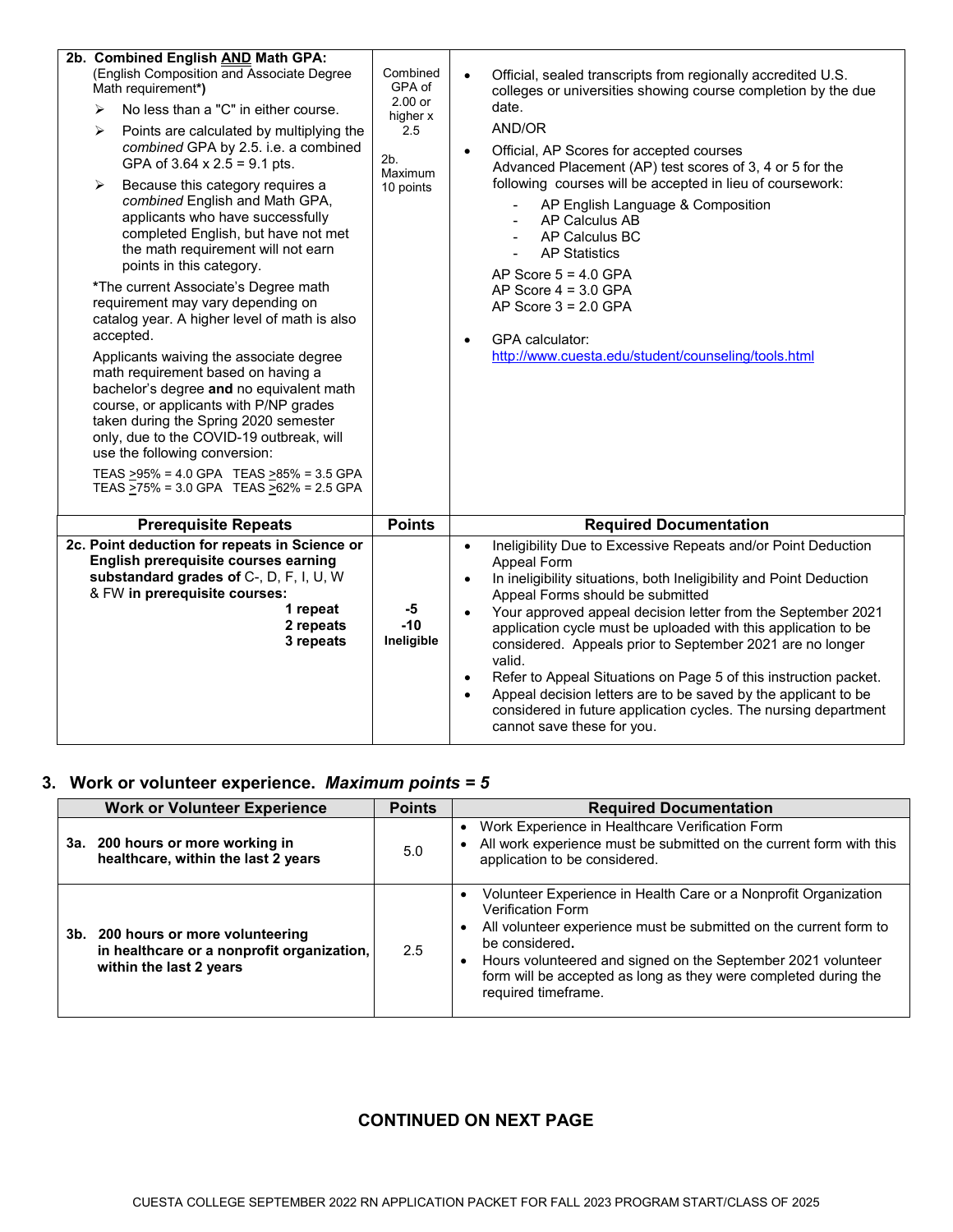| | | |
|---|---|---|
| **2b. Combined English AND Math GPA:** (English Composition and Associate Degree Math requirement***)**<br>➢ No less than a "C" in either course.<br>➢ Points are calculated by multiplying the *combined* GPA by 2.5. i.e. a combined GPA of 3.64 x 2.5 = 9.1 pts.<br>➢ Because this category requires a *combined* English and Math GPA, applicants who have successfully completed English, but have not met the math requirement will not earn points in this category.<br>*The current Associate's Degree math requirement may vary depending on catalog year. A higher level of math is also accepted.<br>Applicants waiving the associate degree math requirement based on having a bachelor's degree **and** no equivalent math course, or applicants with P/NP grades taken during the Spring 2020 semester only, due to the COVID-19 outbreak, will use the following conversion:<br>TEAS ≥95% = 4.0 GPA TEAS ≥85% = 3.5 GPA<br>TEAS ≥75% = 3.0 GPA TEAS ≥62% = 2.5 GPA | Combined GPA of 2.00 or higher x 2.5<br><br>2b. Maximum 10 points | • Official, sealed transcripts from regionally accredited U.S. colleges or universities showing course completion by the due date.<br>AND/OR<br>• Official, AP Scores for accepted courses<br>Advanced Placement (AP) test scores of 3, 4 or 5 for the following courses will be accepted in lieu of coursework:<br>- AP English Language & Composition<br>- AP Calculus AB<br>- AP Calculus BC<br>- AP Statistics<br>AP Score 5 = 4.0 GPA<br>AP Score 4 = 3.0 GPA<br>AP Score 3 = 2.0 GPA<br>• GPA calculator: http://www.cuesta.edu/student/counseling/tools.html |

| Prerequisite Repeats | Points | Required Documentation |
|---|---|---|
| **2c. Point deduction for repeats in Science or English prerequisite courses earning substandard grades of** C-, D, F, I, U, W & FW **in prerequisite courses:**<br>**1 repeat**<br>**2 repeats**<br>**3 repeats** | <br><br><br>**-5**<br>**-10**<br>**Ineligible** | • Ineligibility Due to Excessive Repeats and/or Point Deduction Appeal Form<br>• In ineligibility situations, both Ineligibility and Point Deduction Appeal Forms should be submitted<br>• Your approved appeal decision letter from the September 2021 application cycle must be uploaded with this application to be considered. Appeals prior to September 2021 are no longer valid.<br>• Refer to Appeal Situations on Page 5 of this instruction packet.<br>• Appeal decision letters are to be saved by the applicant to be considered in future application cycles. The nursing department cannot save these for you. |

## 3. Work or volunteer experience. *Maximum points = 5*

| Work or Volunteer Experience | Points | Required Documentation |
|---|---|---|
| **3a. 200 hours or more working in healthcare, within the last 2 years** | 5.0 | • Work Experience in Healthcare Verification Form<br>• All work experience must be submitted on the current form with this application to be considered. |
| **3b. 200 hours or more volunteering in healthcare or a nonprofit organization, within the last 2 years** | 2.5 | • Volunteer Experience in Health Care or a Nonprofit Organization Verification Form<br>• All volunteer experience must be submitted on the current form to be considered**.**<br>• Hours volunteered and signed on the September 2021 volunteer form will be accepted as long as they were completed during the required timeframe. |

**CONTINUED ON NEXT PAGE**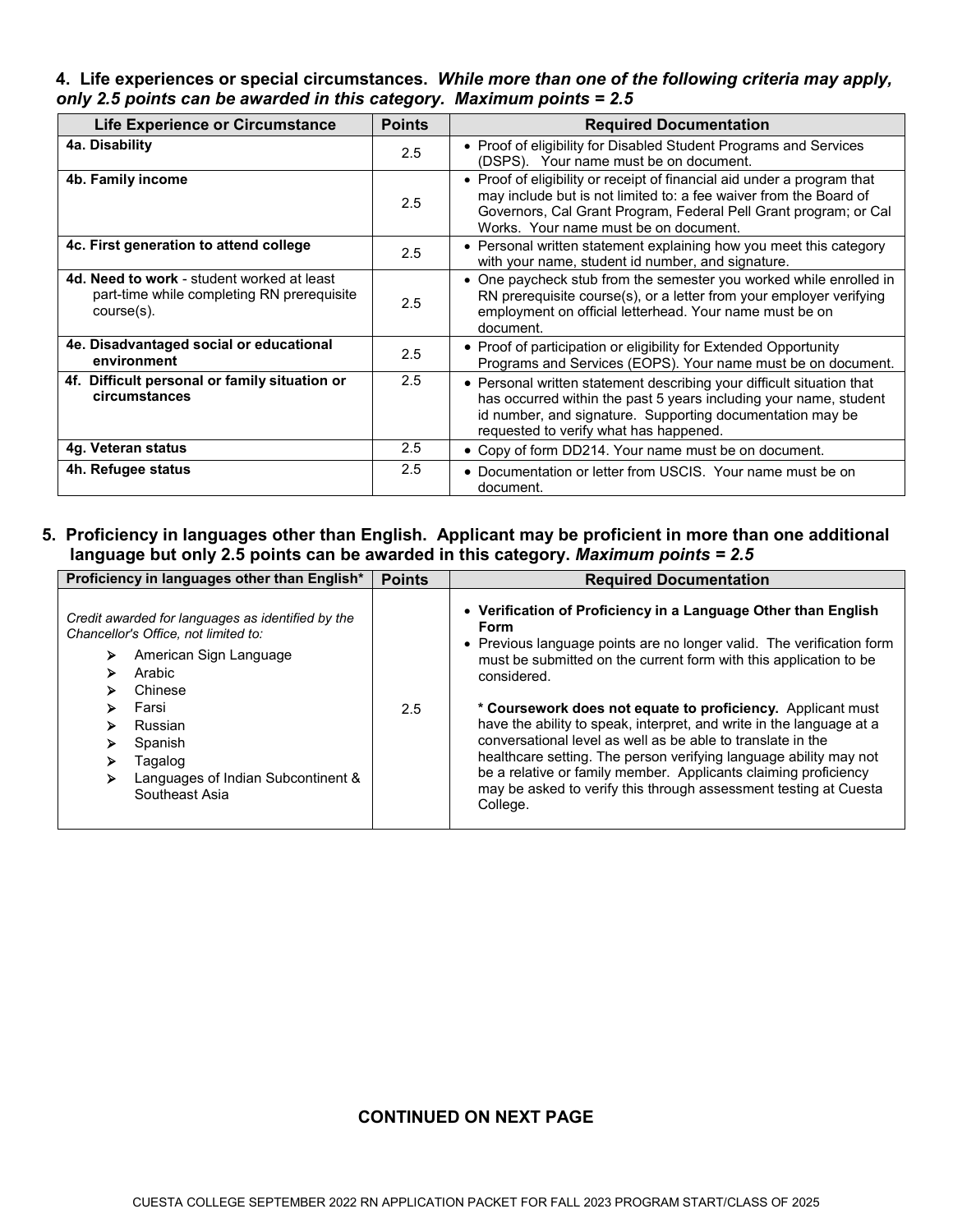### 4. Life experiences or special circumstances. *While more than one of the following criteria may apply, only 2.5 points can be awarded in this category. Maximum points = 2.5*

| Life Experience or Circumstance | Points | Required Documentation |
|---|---|---|
| **4a. Disability** | 2.5 | • Proof of eligibility for Disabled Student Programs and Services (DSPS). Your name must be on document. |
| **4b. Family income** | 2.5 | • Proof of eligibility or receipt of financial aid under a program that may include but is not limited to: a fee waiver from the Board of Governors, Cal Grant Program, Federal Pell Grant program; or Cal Works. Your name must be on document. |
| **4c. First generation to attend college** | 2.5 | • Personal written statement explaining how you meet this category with your name, student id number, and signature. |
| **4d. Need to work** - student worked at least part-time while completing RN prerequisite course(s). | 2.5 | • One paycheck stub from the semester you worked while enrolled in RN prerequisite course(s), or a letter from your employer verifying employment on official letterhead. Your name must be on document. |
| **4e. Disadvantaged social or educational environment** | 2.5 | • Proof of participation or eligibility for Extended Opportunity Programs and Services (EOPS). Your name must be on document. |
| **4f. Difficult personal or family situation or circumstances** | 2.5 | • Personal written statement describing your difficult situation that has occurred within the past 5 years including your name, student id number, and signature. Supporting documentation may be requested to verify what has happened. |
| **4g. Veteran status** | 2.5 | • Copy of form DD214. Your name must be on document. |
| **4h. Refugee status** | 2.5 | • Documentation or letter from USCIS. Your name must be on document. |

### 5. Proficiency in languages other than English. Applicant may be proficient in more than one additional language but only 2.5 points can be awarded in this category. *Maximum points = 2.5*

| Proficiency in languages other than English* | Points | Required Documentation |
|---|---|---|
| *Credit awarded for languages as identified by the Chancellor's Office, not limited to:*<br>➢ American Sign Language<br>➢ Arabic<br>➢ Chinese<br>➢ Farsi<br>➢ Russian<br>➢ Spanish<br>➢ Tagalog<br>➢ Languages of Indian Subcontinent & Southeast Asia | 2.5 | • **Verification of Proficiency in a Language Other than English Form**<br>• Previous language points are no longer valid. The verification form must be submitted on the current form with this application to be considered.<br><br>**\* Coursework does not equate to proficiency.** Applicant must have the ability to speak, interpret, and write in the language at a conversational level as well as be able to translate in the healthcare setting. The person verifying language ability may not be a relative or family member. Applicants claiming proficiency may be asked to verify this through assessment testing at Cuesta College. |

**CONTINUED ON NEXT PAGE**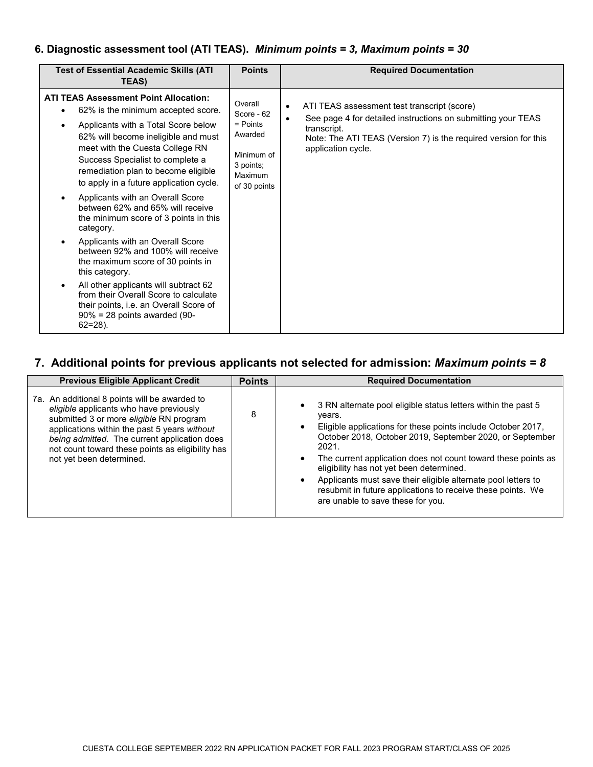## 6. Diagnostic assessment tool (ATI TEAS). *Minimum points = 3, Maximum points = 30*

| Test of Essential Academic Skills (ATI TEAS) | Points | Required Documentation |
|---|---|---|
| **ATI TEAS Assessment Point Allocation:**<br>• 62% is the minimum accepted score.<br>• Applicants with a Total Score below 62% will become ineligible and must meet with the Cuesta College RN Success Specialist to complete a remediation plan to become eligible to apply in a future application cycle.<br>• Applicants with an Overall Score between 62% and 65% will receive the minimum score of 3 points in this category.<br>• Applicants with an Overall Score between 92% and 100% will receive the maximum score of 30 points in this category.<br>• All other applicants will subtract 62 from their Overall Score to calculate their points, i.e. an Overall Score of 90% = 28 points awarded (90-62=28). | Overall Score - 62 = Points Awarded<br><br>Minimum of 3 points; Maximum of 30 points | • ATI TEAS assessment test transcript (score)<br>• See page 4 for detailed instructions on submitting your TEAS transcript. Note: The ATI TEAS (Version 7) is the required version for this application cycle. |

## 7. Additional points for previous applicants not selected for admission: *Maximum points = 8*

| Previous Eligible Applicant Credit | Points | Required Documentation |
|---|---|---|
| 7a. An additional 8 points will be awarded to *eligible* applicants who have previously submitted 3 or more *eligible* RN program applications within the past 5 years *without being admitted*. The current application does not count toward these points as eligibility has not yet been determined. | 8 | • 3 RN alternate pool eligible status letters within the past 5 years.<br>• Eligible applications for these points include October 2017, October 2018, October 2019, September 2020, or September 2021.<br>• The current application does not count toward these points as eligibility has not yet been determined.<br>• Applicants must save their eligible alternate pool letters to resubmit in future applications to receive these points. We are unable to save these for you. |